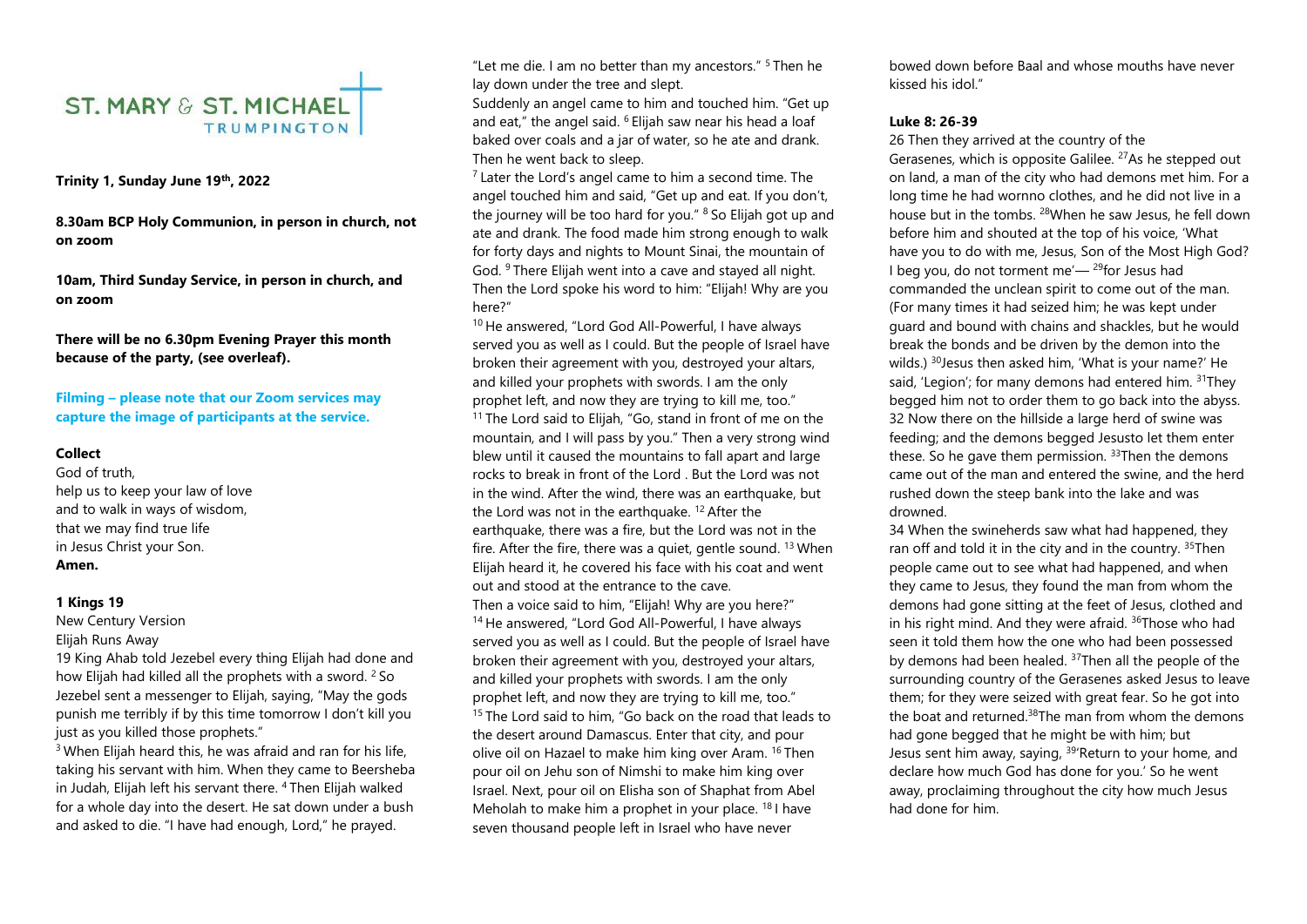# ST. MARY & ST. MICHAEL TRUMPINGTON

**Trinity 1, Sunday June 19th, 2022**

**8.30am BCP Holy Communion, in person in church, not on zoom**

**10am, Third Sunday Service, in person in church, and on zoom**

**There will be no 6.30pm Evening Prayer this month because of the party, (see overleaf).**

**Filming – please note that our Zoom services may capture the image of participants at the service.**

**Collect**

God of truth,
help us to keep your law of love
and to walk in ways of wisdom,
that we may find true life
in Jesus Christ your Son.
**Amen.**

**1 Kings 19**

New Century Version

Elijah Runs Away

19 King Ahab told Jezebel every thing Elijah had done and how Elijah had killed all the prophets with a sword. [2] So Jezebel sent a messenger to Elijah, saying, "May the gods punish me terribly if by this time tomorrow I don't kill you just as you killed those prophets."

[3] When Elijah heard this, he was afraid and ran for his life, taking his servant with him. When they came to Beersheba in Judah, Elijah left his servant there. [4] Then Elijah walked for a whole day into the desert. He sat down under a bush and asked to die. "I have had enough, Lord," he prayed. "Let me die. I am no better than my ancestors." [5] Then he lay down under the tree and slept.

Suddenly an angel came to him and touched him. "Get up and eat," the angel said. [6] Elijah saw near his head a loaf baked over coals and a jar of water, so he ate and drank. Then he went back to sleep.

[7] Later the Lord's angel came to him a second time. The angel touched him and said, "Get up and eat. If you don't, the journey will be too hard for you." [8] So Elijah got up and ate and drank. The food made him strong enough to walk for forty days and nights to Mount Sinai, the mountain of God. [9] There Elijah went into a cave and stayed all night. Then the Lord spoke his word to him: "Elijah! Why are you here?"

[10] He answered, "Lord God All-Powerful, I have always served you as well as I could. But the people of Israel have broken their agreement with you, destroyed your altars, and killed your prophets with swords. I am the only prophet left, and now they are trying to kill me, too."

[11] The Lord said to Elijah, "Go, stand in front of me on the mountain, and I will pass by you." Then a very strong wind blew until it caused the mountains to fall apart and large rocks to break in front of the Lord . But the Lord was not in the wind. After the wind, there was an earthquake, but the Lord was not in the earthquake. [12] After the earthquake, there was a fire, but the Lord was not in the fire. After the fire, there was a quiet, gentle sound. [13] When Elijah heard it, he covered his face with his coat and went out and stood at the entrance to the cave.

Then a voice said to him, "Elijah! Why are you here?"

[14] He answered, "Lord God All-Powerful, I have always served you as well as I could. But the people of Israel have broken their agreement with you, destroyed your altars, and killed your prophets with swords. I am the only prophet left, and now they are trying to kill me, too."

[15] The Lord said to him, "Go back on the road that leads to the desert around Damascus. Enter that city, and pour olive oil on Hazael to make him king over Aram. [16] Then pour oil on Jehu son of Nimshi to make him king over Israel. Next, pour oil on Elisha son of Shaphat from Abel Meholah to make him a prophet in your place. [18] I have seven thousand people left in Israel who have never bowed down before Baal and whose mouths have never kissed his idol."

**Luke 8: 26-39**

26 Then they arrived at the country of the Gerasenes, which is opposite Galilee. [27]As he stepped out on land, a man of the city who had demons met him. For a long time he had wornno clothes, and he did not live in a house but in the tombs. [28]When he saw Jesus, he fell down before him and shouted at the top of his voice, 'What have you to do with me, Jesus, Son of the Most High God? I beg you, do not torment me'— [29]for Jesus had commanded the unclean spirit to come out of the man. (For many times it had seized him; he was kept under guard and bound with chains and shackles, but he would break the bonds and be driven by the demon into the wilds.) [30]Jesus then asked him, 'What is your name?' He said, 'Legion'; for many demons had entered him. [31]They begged him not to order them to go back into the abyss.

32 Now there on the hillside a large herd of swine was feeding; and the demons begged Jesusto let them enter these. So he gave them permission. [33]Then the demons came out of the man and entered the swine, and the herd rushed down the steep bank into the lake and was drowned.

34 When the swineherds saw what had happened, they ran off and told it in the city and in the country. [35]Then people came out to see what had happened, and when they came to Jesus, they found the man from whom the demons had gone sitting at the feet of Jesus, clothed and in his right mind. And they were afraid. [36]Those who had seen it told them how the one who had been possessed by demons had been healed. [37]Then all the people of the surrounding country of the Gerasenes asked Jesus to leave them; for they were seized with great fear. So he got into the boat and returned.[38]The man from whom the demons had gone begged that he might be with him; but Jesus sent him away, saying, [39]'Return to your home, and declare how much God has done for you.' So he went away, proclaiming throughout the city how much Jesus had done for him.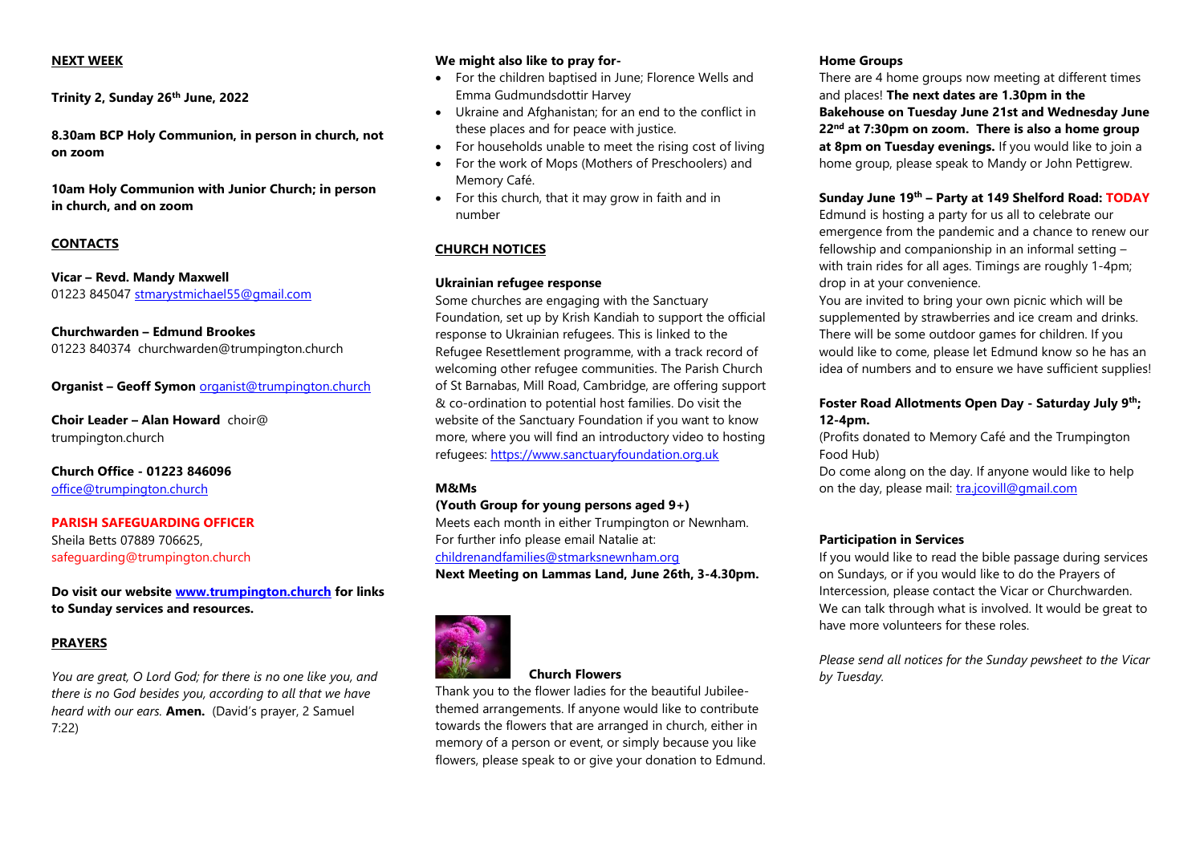**NEXT WEEK**

**Trinity 2, Sunday 26th June, 2022**

**8.30am BCP Holy Communion, in person in church, not on zoom**

**10am Holy Communion with Junior Church; in person in church, and on zoom**

**CONTACTS**

**Vicar – Revd. Mandy Maxwell**
01223 845047 stmarystmichael55@gmail.com

**Churchwarden – Edmund Brookes**
01223 840374 churchwarden@trumpington.church

**Organist – Geoff Symon** organist@trumpington.church

**Choir Leader – Alan Howard** choir@trumpington.church

**Church Office - 01223 846096**
office@trumpington.church

**PARISH SAFEGUARDING OFFICER**
Sheila Betts 07889 706625,
safeguarding@trumpington.church

**Do visit our website www.trumpington.church for links to Sunday services and resources.**

**PRAYERS**

*You are great, O Lord God; for there is no one like you, and there is no God besides you, according to all that we have heard with our ears.* **Amen.** (David's prayer, 2 Samuel 7:22)

**We might also like to pray for-**

- For the children baptised in June; Florence Wells and Emma Gudmundsdottir Harvey
- Ukraine and Afghanistan; for an end to the conflict in these places and for peace with justice.
- For households unable to meet the rising cost of living
- For the work of Mops (Mothers of Preschoolers) and Memory Café.
- For this church, that it may grow in faith and in number

**CHURCH NOTICES**

**Ukrainian refugee response**
Some churches are engaging with the Sanctuary Foundation, set up by Krish Kandiah to support the official response to Ukrainian refugees. This is linked to the Refugee Resettlement programme, with a track record of welcoming other refugee communities. The Parish Church of St Barnabas, Mill Road, Cambridge, are offering support & co-ordination to potential host families. Do visit the website of the Sanctuary Foundation if you want to know more, where you will find an introductory video to hosting refugees: https://www.sanctuaryfoundation.org.uk

**M&Ms**
**(Youth Group for young persons aged 9+)**
Meets each month in either Trumpington or Newnham. For further info please email Natalie at:
childrenandfamilies@stmarksnewnham.org
**Next Meeting on Lammas Land, June 26th, 3-4.30pm.**

**Church Flowers**
Thank you to the flower ladies for the beautiful Jubilee-themed arrangements. If anyone would like to contribute towards the flowers that are arranged in church, either in memory of a person or event, or simply because you like flowers, please speak to or give your donation to Edmund.

**Home Groups**
There are 4 home groups now meeting at different times and places! **The next dates are 1.30pm in the Bakehouse on Tuesday June 21st and Wednesday June 22nd at 7:30pm on zoom. There is also a home group at 8pm on Tuesday evenings.** If you would like to join a home group, please speak to Mandy or John Pettigrew.

**Sunday June 19th – Party at 149 Shelford Road: TODAY**
Edmund is hosting a party for us all to celebrate our emergence from the pandemic and a chance to renew our fellowship and companionship in an informal setting – with train rides for all ages. Timings are roughly 1-4pm; drop in at your convenience.
You are invited to bring your own picnic which will be supplemented by strawberries and ice cream and drinks. There will be some outdoor games for children. If you would like to come, please let Edmund know so he has an idea of numbers and to ensure we have sufficient supplies!

**Foster Road Allotments Open Day - Saturday July 9th; 12-4pm.**
(Profits donated to Memory Café and the Trumpington Food Hub)
Do come along on the day. If anyone would like to help on the day, please mail: tra.jcovill@gmail.com

**Participation in Services**
If you would like to read the bible passage during services on Sundays, or if you would like to do the Prayers of Intercession, please contact the Vicar or Churchwarden. We can talk through what is involved. It would be great to have more volunteers for these roles.

*Please send all notices for the Sunday pewsheet to the Vicar by Tuesday.*